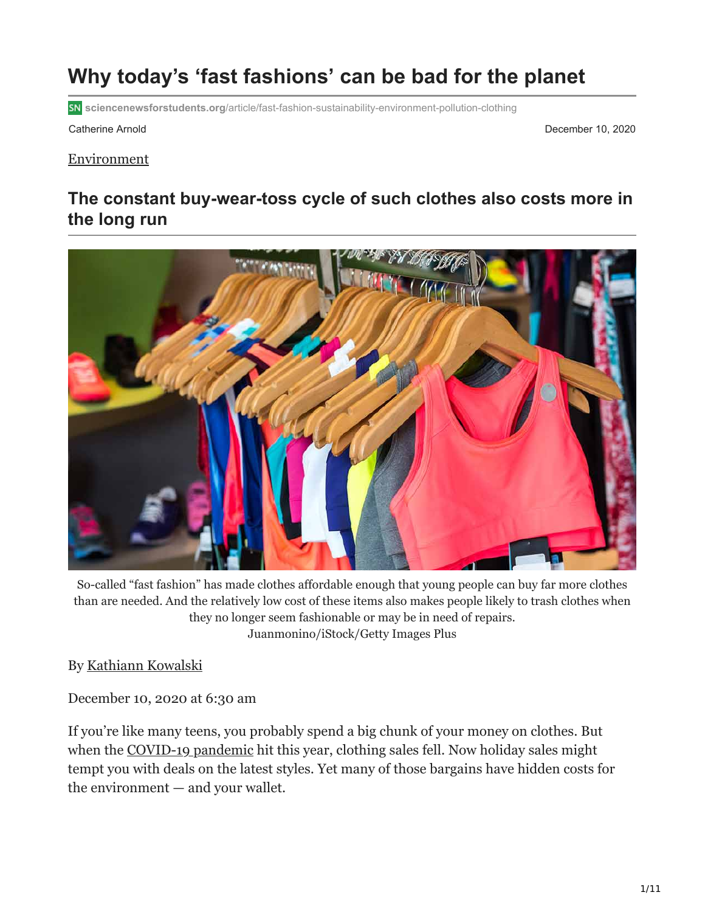# Why today's 'fast fashions' can be bad for the planet

sciencenewsforstudents.org/article/fast-fashion-sustainability-environment-pollution-clothing

Catherine Arnold

December 10, 2020

Environment

## The constant buy-wear-toss cycle of such clothes also costs more in the long run

So-called "fast fashion" has made clothes affordable enough that young people can buy far more clothes than are needed. And the relatively low cost of these items also makes people likely to trash clothes when they no longer seem fashionable or may be in need of repairs.
Juanmonino/iStock/Getty Images Plus

By Kathiann Kowalski

December 10, 2020 at 6:30 am

If you're like many teens, you probably spend a big chunk of your money on clothes. But when the COVID-19 pandemic hit this year, clothing sales fell. Now holiday sales might tempt you with deals on the latest styles. Yet many of those bargains have hidden costs for the environment — and your wallet.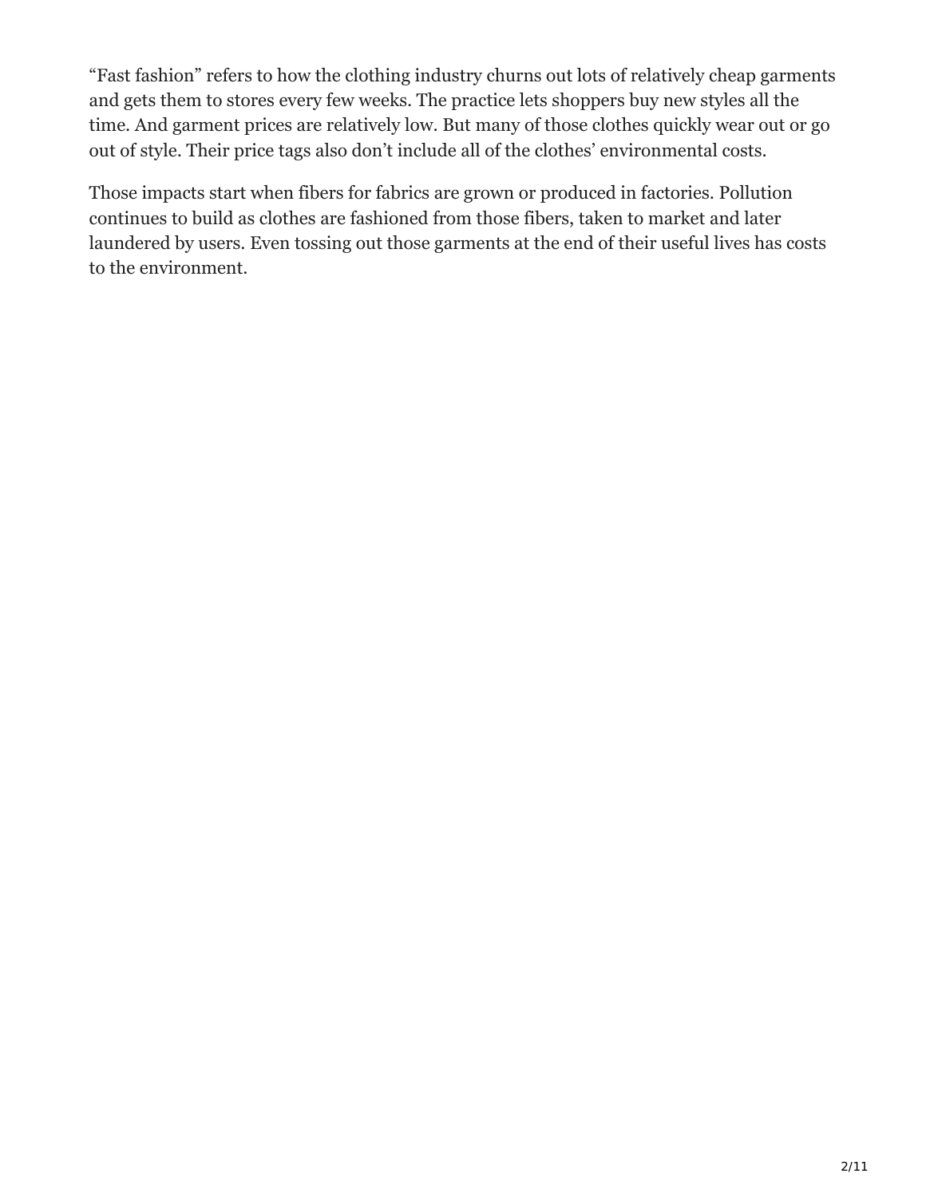"Fast fashion" refers to how the clothing industry churns out lots of relatively cheap garments and gets them to stores every few weeks. The practice lets shoppers buy new styles all the time. And garment prices are relatively low. But many of those clothes quickly wear out or go out of style. Their price tags also don't include all of the clothes' environmental costs.

Those impacts start when fibers for fabrics are grown or produced in factories. Pollution continues to build as clothes are fashioned from those fibers, taken to market and later laundered by users. Even tossing out those garments at the end of their useful lives has costs to the environment.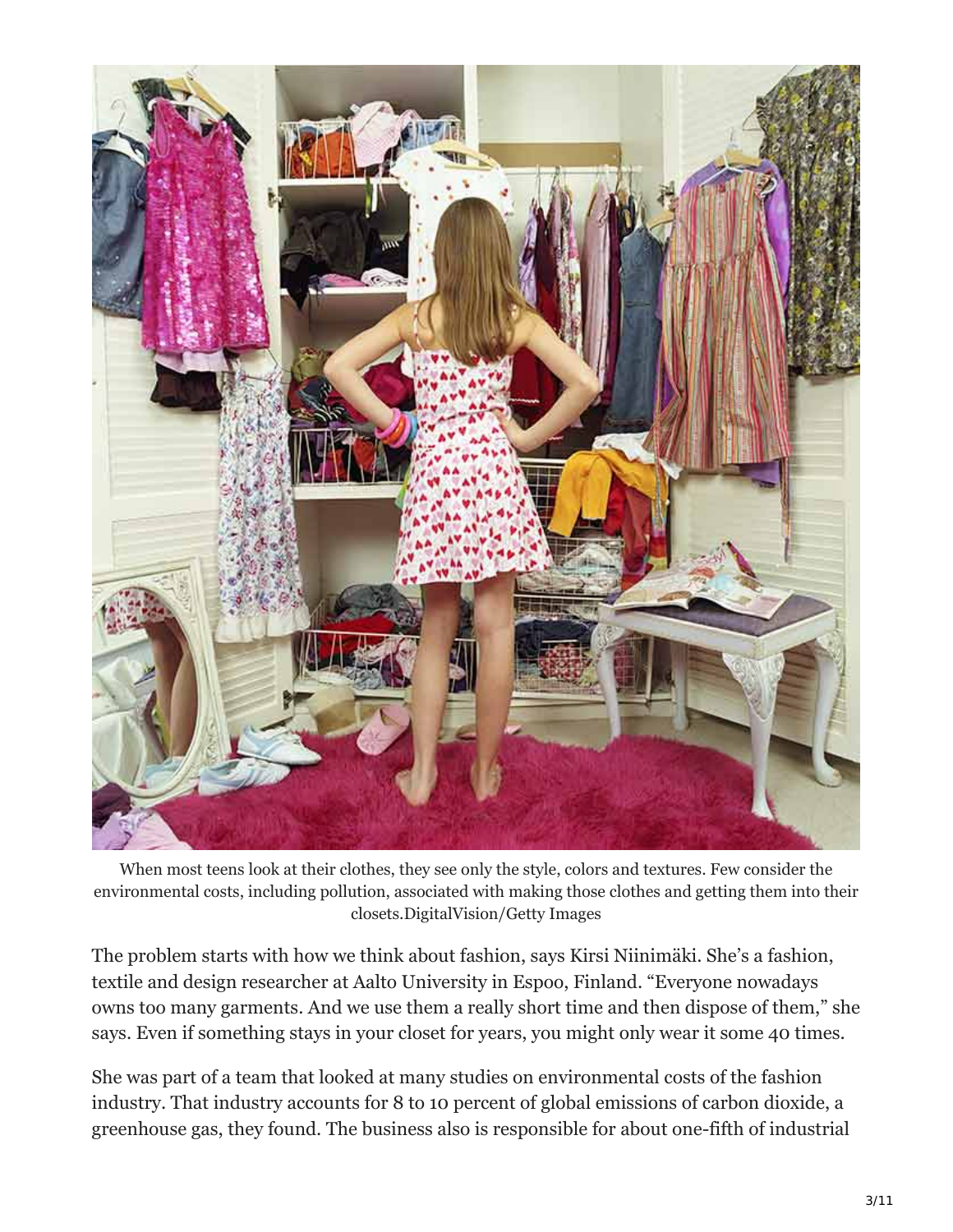When most teens look at their clothes, they see only the style, colors and textures. Few consider the environmental costs, including pollution, associated with making those clothes and getting them into their closets.DigitalVision/Getty Images

The problem starts with how we think about fashion, says Kirsi Niinimäki. She's a fashion, textile and design researcher at Aalto University in Espoo, Finland. "Everyone nowadays owns too many garments. And we use them a really short time and then dispose of them," she says. Even if something stays in your closet for years, you might only wear it some 40 times.

She was part of a team that looked at many studies on environmental costs of the fashion industry. That industry accounts for 8 to 10 percent of global emissions of carbon dioxide, a greenhouse gas, they found. The business also is responsible for about one-fifth of industrial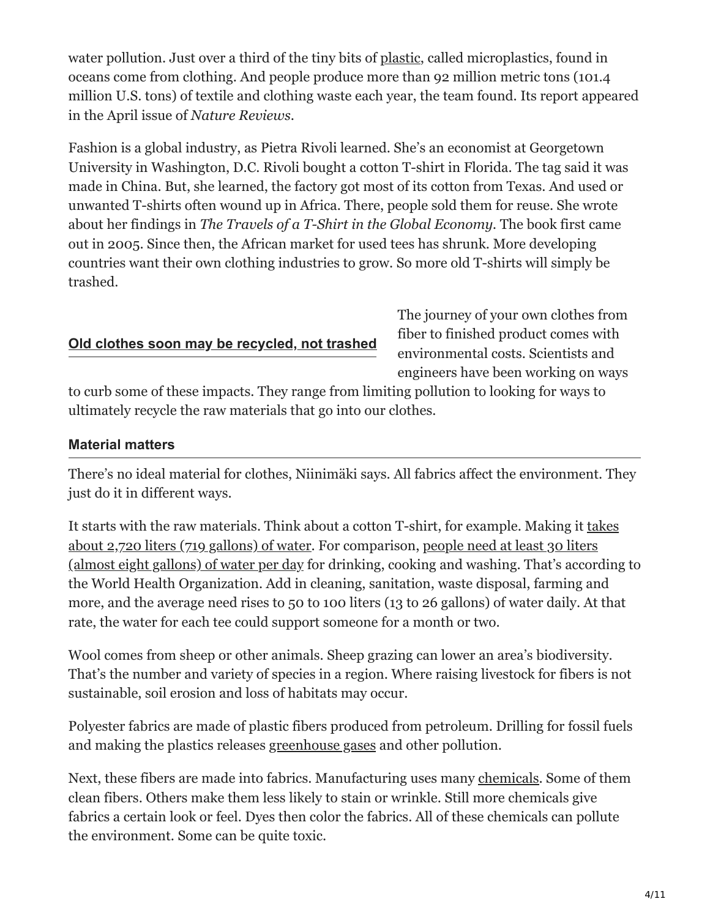water pollution. Just over a third of the tiny bits of plastic, called microplastics, found in oceans come from clothing. And people produce more than 92 million metric tons (101.4 million U.S. tons) of textile and clothing waste each year, the team found. Its report appeared in the April issue of *Nature Reviews*.

Fashion is a global industry, as Pietra Rivoli learned. She's an economist at Georgetown University in Washington, D.C. Rivoli bought a cotton T-shirt in Florida. The tag said it was made in China. But, she learned, the factory got most of its cotton from Texas. And used or unwanted T-shirts often wound up in Africa. There, people sold them for reuse. She wrote about her findings in *The Travels of a T-Shirt in the Global Economy*. The book first came out in 2005. Since then, the African market for used tees has shrunk. More developing countries want their own clothing industries to grow. So more old T-shirts will simply be trashed.

**Old clothes soon may be recycled, not trashed**

The journey of your own clothes from fiber to finished product comes with environmental costs. Scientists and engineers have been working on ways to curb some of these impacts. They range from limiting pollution to looking for ways to ultimately recycle the raw materials that go into our clothes.

### Material matters

There's no ideal material for clothes, Niinimäki says. All fabrics affect the environment. They just do it in different ways.

It starts with the raw materials. Think about a cotton T-shirt, for example. Making it takes about 2,720 liters (719 gallons) of water. For comparison, people need at least 30 liters (almost eight gallons) of water per day for drinking, cooking and washing. That's according to the World Health Organization. Add in cleaning, sanitation, waste disposal, farming and more, and the average need rises to 50 to 100 liters (13 to 26 gallons) of water daily. At that rate, the water for each tee could support someone for a month or two.

Wool comes from sheep or other animals. Sheep grazing can lower an area's biodiversity. That's the number and variety of species in a region. Where raising livestock for fibers is not sustainable, soil erosion and loss of habitats may occur.

Polyester fabrics are made of plastic fibers produced from petroleum. Drilling for fossil fuels and making the plastics releases greenhouse gases and other pollution.

Next, these fibers are made into fabrics. Manufacturing uses many chemicals. Some of them clean fibers. Others make them less likely to stain or wrinkle. Still more chemicals give fabrics a certain look or feel. Dyes then color the fabrics. All of these chemicals can pollute the environment. Some can be quite toxic.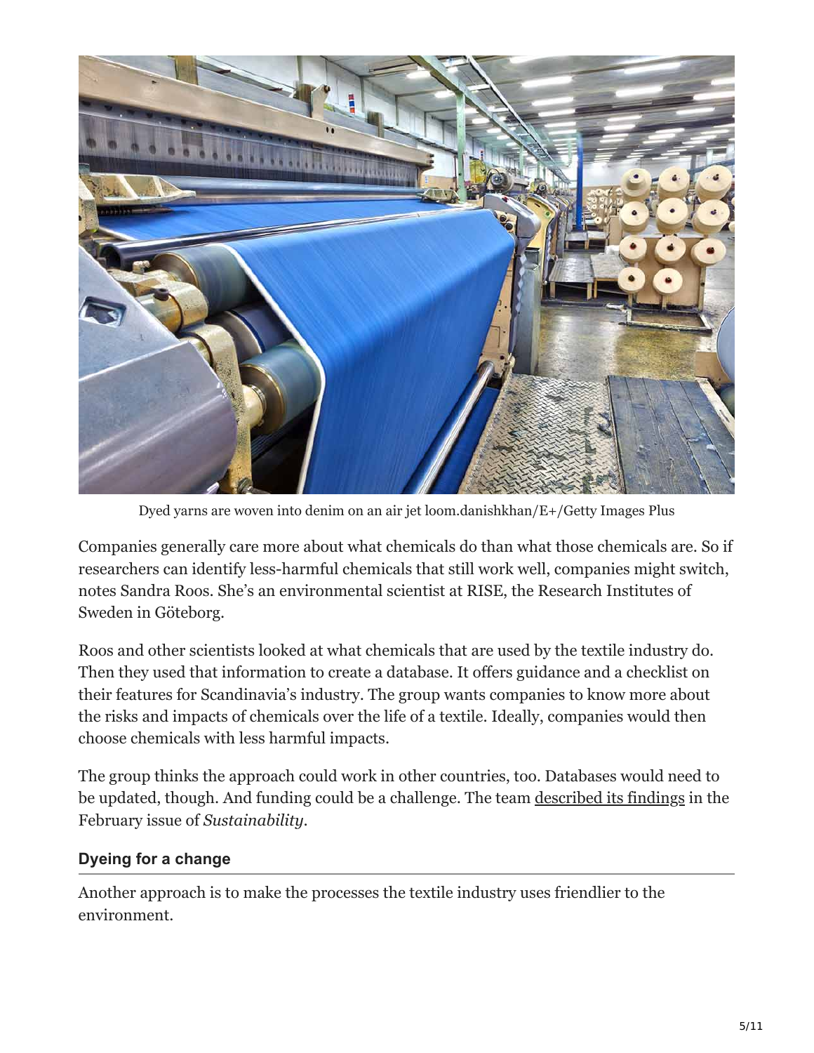Dyed yarns are woven into denim on an air jet loom.danishkhan/E+/Getty Images Plus

Companies generally care more about what chemicals do than what those chemicals are. So if researchers can identify less-harmful chemicals that still work well, companies might switch, notes Sandra Roos. She's an environmental scientist at RISE, the Research Institutes of Sweden in Göteborg.

Roos and other scientists looked at what chemicals that are used by the textile industry do. Then they used that information to create a database. It offers guidance and a checklist on their features for Scandinavia's industry. The group wants companies to know more about the risks and impacts of chemicals over the life of a textile. Ideally, companies would then choose chemicals with less harmful impacts.

The group thinks the approach could work in other countries, too. Databases would need to be updated, though. And funding could be a challenge. The team described its findings in the February issue of *Sustainability*.

## Dyeing for a change

Another approach is to make the processes the textile industry uses friendlier to the environment.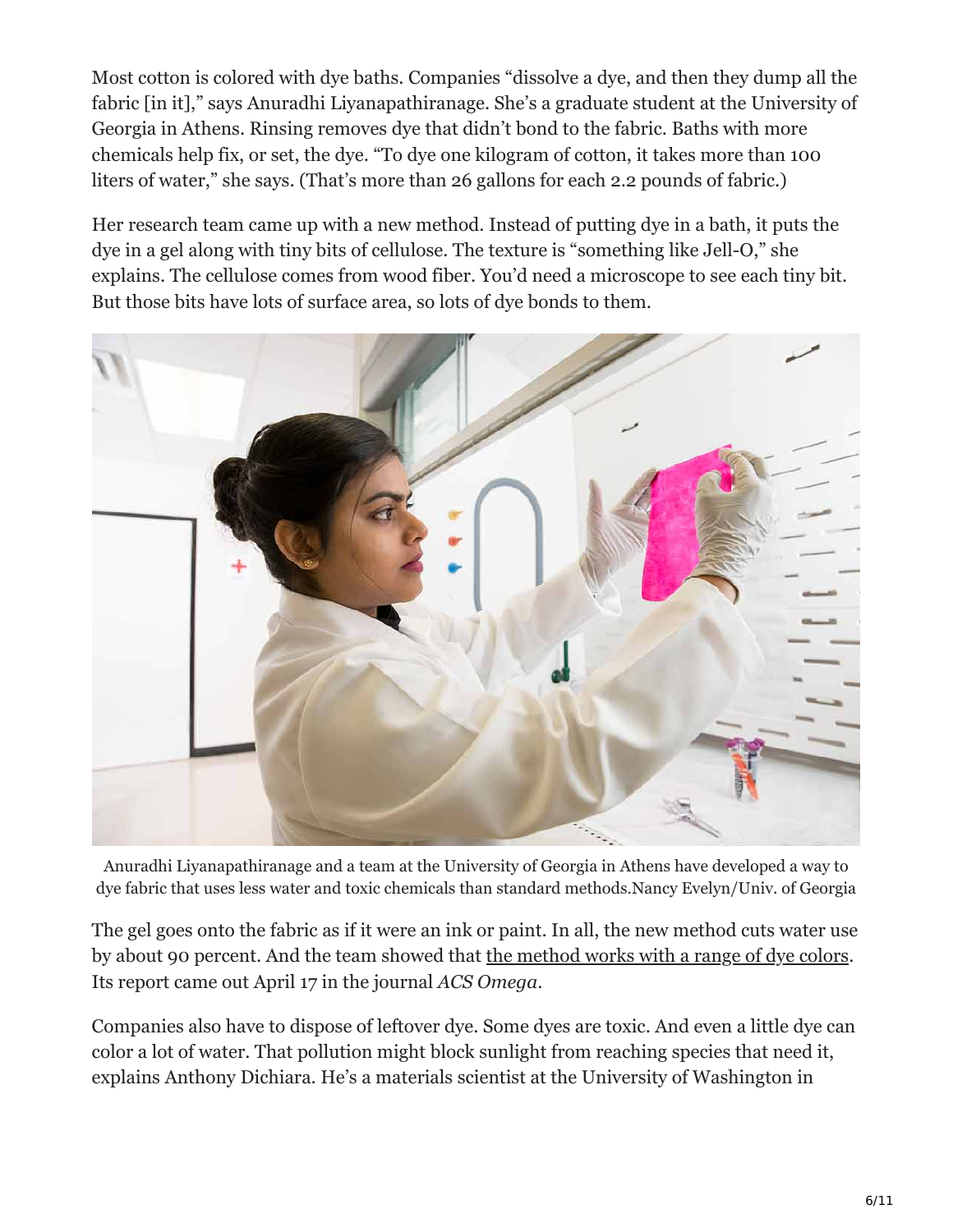Most cotton is colored with dye baths. Companies "dissolve a dye, and then they dump all the fabric [in it]," says Anuradhi Liyanapathiranage. She's a graduate student at the University of Georgia in Athens. Rinsing removes dye that didn't bond to the fabric. Baths with more chemicals help fix, or set, the dye. "To dye one kilogram of cotton, it takes more than 100 liters of water," she says. (That's more than 26 gallons for each 2.2 pounds of fabric.)

Her research team came up with a new method. Instead of putting dye in a bath, it puts the dye in a gel along with tiny bits of cellulose. The texture is "something like Jell-O," she explains. The cellulose comes from wood fiber. You'd need a microscope to see each tiny bit. But those bits have lots of surface area, so lots of dye bonds to them.

Anuradhi Liyanapathiranage and a team at the University of Georgia in Athens have developed a way to dye fabric that uses less water and toxic chemicals than standard methods.Nancy Evelyn/Univ. of Georgia

The gel goes onto the fabric as if it were an ink or paint. In all, the new method cuts water use by about 90 percent. And the team showed that the method works with a range of dye colors. Its report came out April 17 in the journal *ACS Omega*.

Companies also have to dispose of leftover dye. Some dyes are toxic. And even a little dye can color a lot of water. That pollution might block sunlight from reaching species that need it, explains Anthony Dichiara. He's a materials scientist at the University of Washington in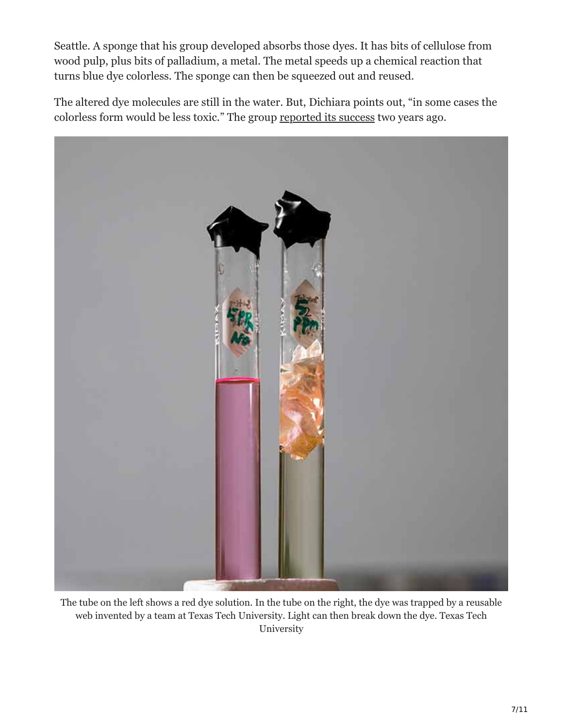Seattle. A sponge that his group developed absorbs those dyes. It has bits of cellulose from wood pulp, plus bits of palladium, a metal. The metal speeds up a chemical reaction that turns blue dye colorless. The sponge can then be squeezed out and reused.

The altered dye molecules are still in the water. But, Dichiara points out, "in some cases the colorless form would be less toxic." The group reported its success two years ago.

The tube on the left shows a red dye solution. In the tube on the right, the dye was trapped by a reusable web invented by a team at Texas Tech University. Light can then break down the dye. Texas Tech University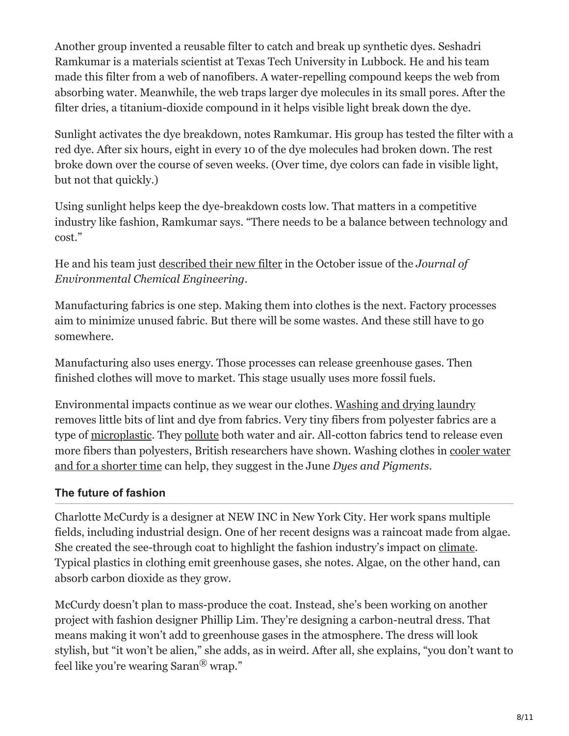Another group invented a reusable filter to catch and break up synthetic dyes. Seshadri Ramkumar is a materials scientist at Texas Tech University in Lubbock. He and his team made this filter from a web of nanofibers. A water-repelling compound keeps the web from absorbing water. Meanwhile, the web traps larger dye molecules in its small pores. After the filter dries, a titanium-dioxide compound in it helps visible light break down the dye.

Sunlight activates the dye breakdown, notes Ramkumar. His group has tested the filter with a red dye. After six hours, eight in every 10 of the dye molecules had broken down. The rest broke down over the course of seven weeks. (Over time, dye colors can fade in visible light, but not that quickly.)

Using sunlight helps keep the dye-breakdown costs low. That matters in a competitive industry like fashion, Ramkumar says. "There needs to be a balance between technology and cost."

He and his team just described their new filter in the October issue of the *Journal of Environmental Chemical Engineering*.

Manufacturing fabrics is one step. Making them into clothes is the next. Factory processes aim to minimize unused fabric. But there will be some wastes. And these still have to go somewhere.

Manufacturing also uses energy. Those processes can release greenhouse gases. Then finished clothes will move to market. This stage usually uses more fossil fuels.

Environmental impacts continue as we wear our clothes. Washing and drying laundry removes little bits of lint and dye from fabrics. Very tiny fibers from polyester fabrics are a type of microplastic. They pollute both water and air. All-cotton fabrics tend to release even more fibers than polyesters, British researchers have shown. Washing clothes in cooler water and for a shorter time can help, they suggest in the June *Dyes and Pigments*.

### The future of fashion

Charlotte McCurdy is a designer at NEW INC in New York City. Her work spans multiple fields, including industrial design. One of her recent designs was a raincoat made from algae. She created the see-through coat to highlight the fashion industry's impact on climate. Typical plastics in clothing emit greenhouse gases, she notes. Algae, on the other hand, can absorb carbon dioxide as they grow.

McCurdy doesn't plan to mass-produce the coat. Instead, she's been working on another project with fashion designer Phillip Lim. They're designing a carbon-neutral dress. That means making it won't add to greenhouse gases in the atmosphere. The dress will look stylish, but "it won't be alien," she adds, as in weird. After all, she explains, "you don't want to feel like you're wearing Saran® wrap."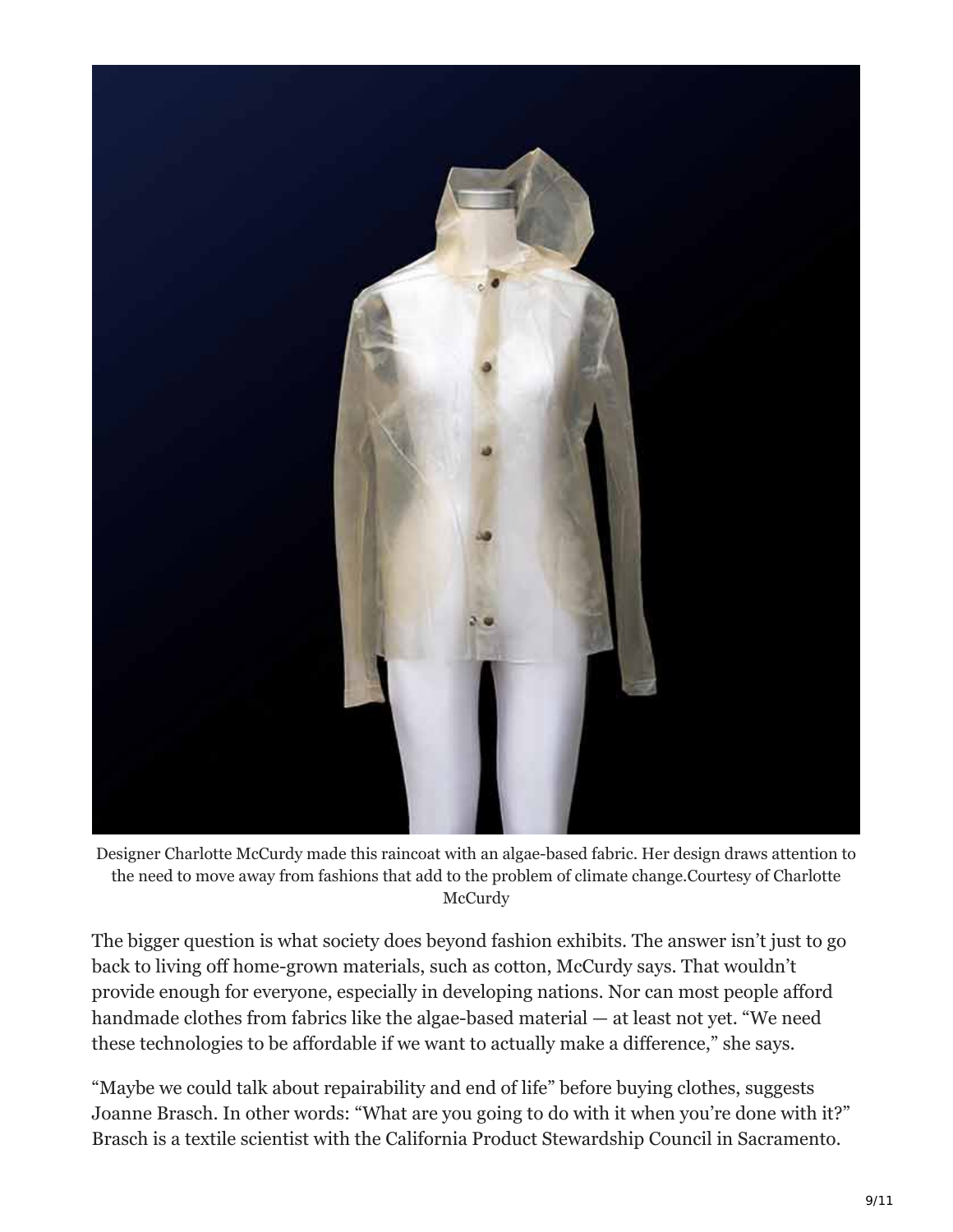Designer Charlotte McCurdy made this raincoat with an algae-based fabric. Her design draws attention to the need to move away from fashions that add to the problem of climate change.Courtesy of Charlotte McCurdy

The bigger question is what society does beyond fashion exhibits. The answer isn't just to go back to living off home-grown materials, such as cotton, McCurdy says. That wouldn't provide enough for everyone, especially in developing nations. Nor can most people afford handmade clothes from fabrics like the algae-based material — at least not yet. "We need these technologies to be affordable if we want to actually make a difference," she says.

"Maybe we could talk about repairability and end of life" before buying clothes, suggests Joanne Brasch. In other words: "What are you going to do with it when you're done with it?" Brasch is a textile scientist with the California Product Stewardship Council in Sacramento.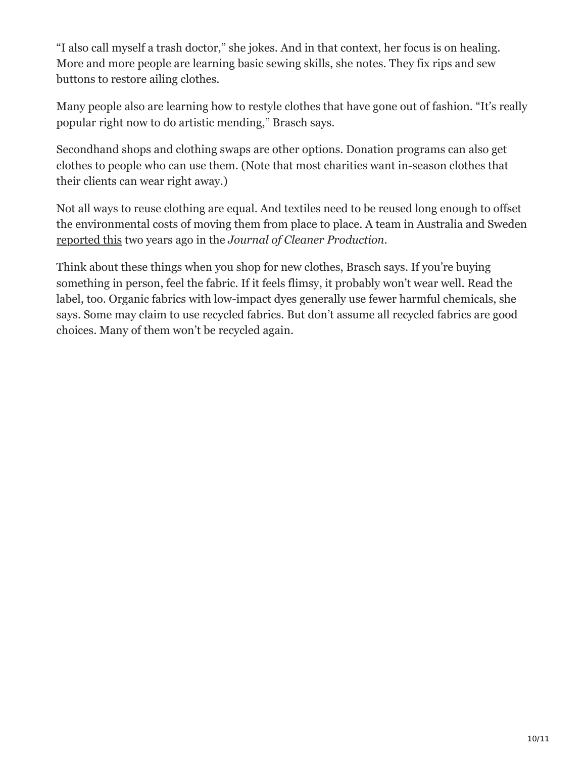"I also call myself a trash doctor," she jokes. And in that context, her focus is on healing. More and more people are learning basic sewing skills, she notes. They fix rips and sew buttons to restore ailing clothes.

Many people also are learning how to restyle clothes that have gone out of fashion. "It's really popular right now to do artistic mending," Brasch says.

Secondhand shops and clothing swaps are other options. Donation programs can also get clothes to people who can use them. (Note that most charities want in-season clothes that their clients can wear right away.)

Not all ways to reuse clothing are equal. And textiles need to be reused long enough to offset the environmental costs of moving them from place to place. A team in Australia and Sweden reported this two years ago in the *Journal of Cleaner Production*.

Think about these things when you shop for new clothes, Brasch says. If you're buying something in person, feel the fabric. If it feels flimsy, it probably won't wear well. Read the label, too. Organic fabrics with low-impact dyes generally use fewer harmful chemicals, she says. Some may claim to use recycled fabrics. But don't assume all recycled fabrics are good choices. Many of them won't be recycled again.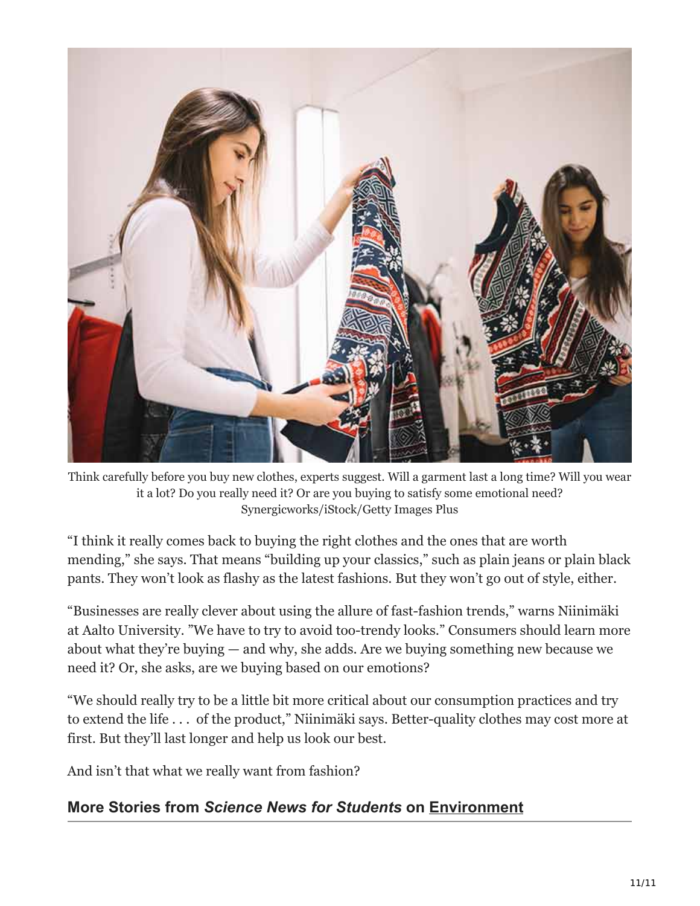Think carefully before you buy new clothes, experts suggest. Will a garment last a long time? Will you wear it a lot? Do you really need it? Or are you buying to satisfy some emotional need? Synergicworks/iStock/Getty Images Plus

"I think it really comes back to buying the right clothes and the ones that are worth mending," she says. That means "building up your classics," such as plain jeans or plain black pants. They won't look as flashy as the latest fashions. But they won't go out of style, either.

"Businesses are really clever about using the allure of fast-fashion trends," warns Niinimäki at Aalto University. "We have to try to avoid too-trendy looks." Consumers should learn more about what they're buying — and why, she adds. Are we buying something new because we need it? Or, she asks, are we buying based on our emotions?

"We should really try to be a little bit more critical about our consumption practices and try to extend the life . . . of the product," Niinimäki says. Better-quality clothes may cost more at first. But they'll last longer and help us look our best.

And isn't that what we really want from fashion?

### More Stories from *Science News for Students* on Environment